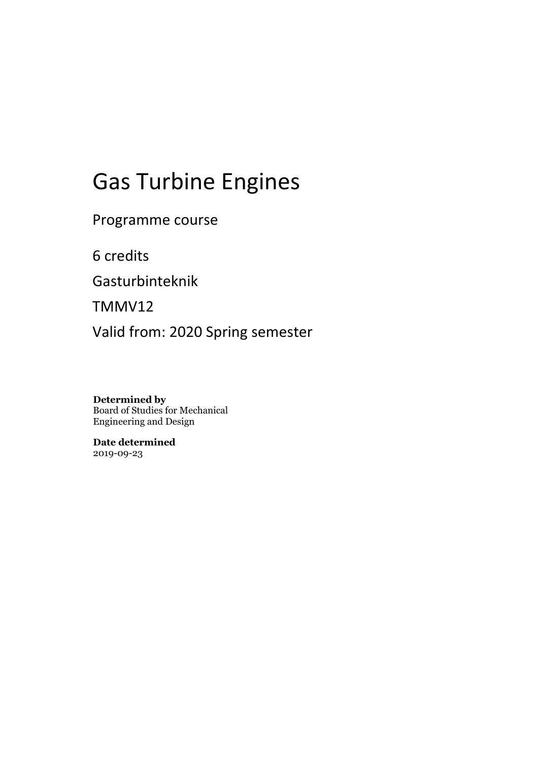# Gas Turbine Engines

Programme course

6 credits

Gasturbinteknik

TMMV12

Valid from: 2020 Spring semester

**Determined by**
Board of Studies for Mechanical Engineering and Design

**Date determined**
2019-09-23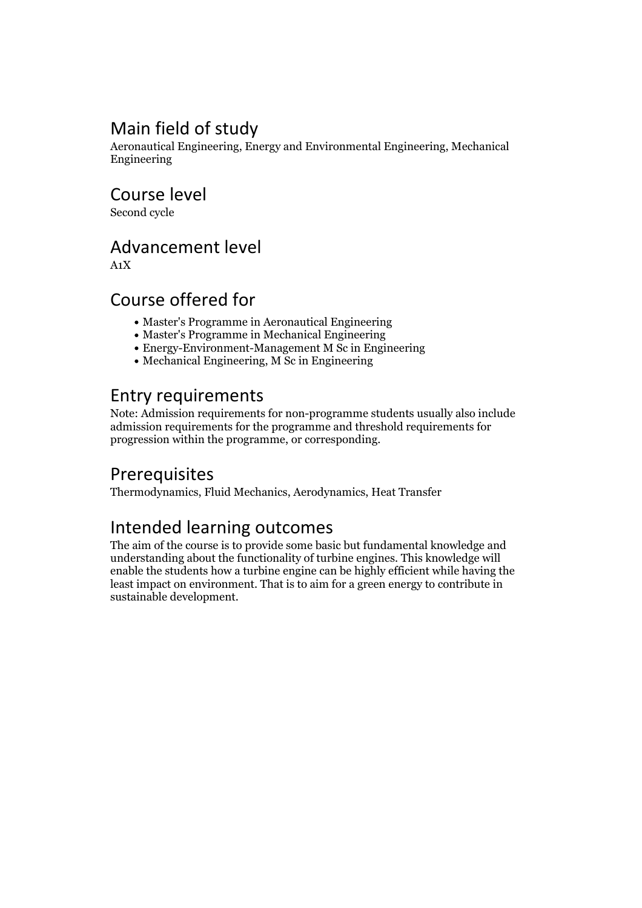## Main field of study

Aeronautical Engineering, Energy and Environmental Engineering, Mechanical Engineering

## Course level

Second cycle

## Advancement level

A1X

## Course offered for

- Master's Programme in Aeronautical Engineering
- Master's Programme in Mechanical Engineering
- Energy-Environment-Management M Sc in Engineering
- Mechanical Engineering, M Sc in Engineering

## Entry requirements

Note: Admission requirements for non-programme students usually also include admission requirements for the programme and threshold requirements for progression within the programme, or corresponding.

## Prerequisites

Thermodynamics, Fluid Mechanics, Aerodynamics, Heat Transfer

## Intended learning outcomes

The aim of the course is to provide some basic but fundamental knowledge and understanding about the functionality of turbine engines. This knowledge will enable the students how a turbine engine can be highly efficient while having the least impact on environment. That is to aim for a green energy to contribute in sustainable development.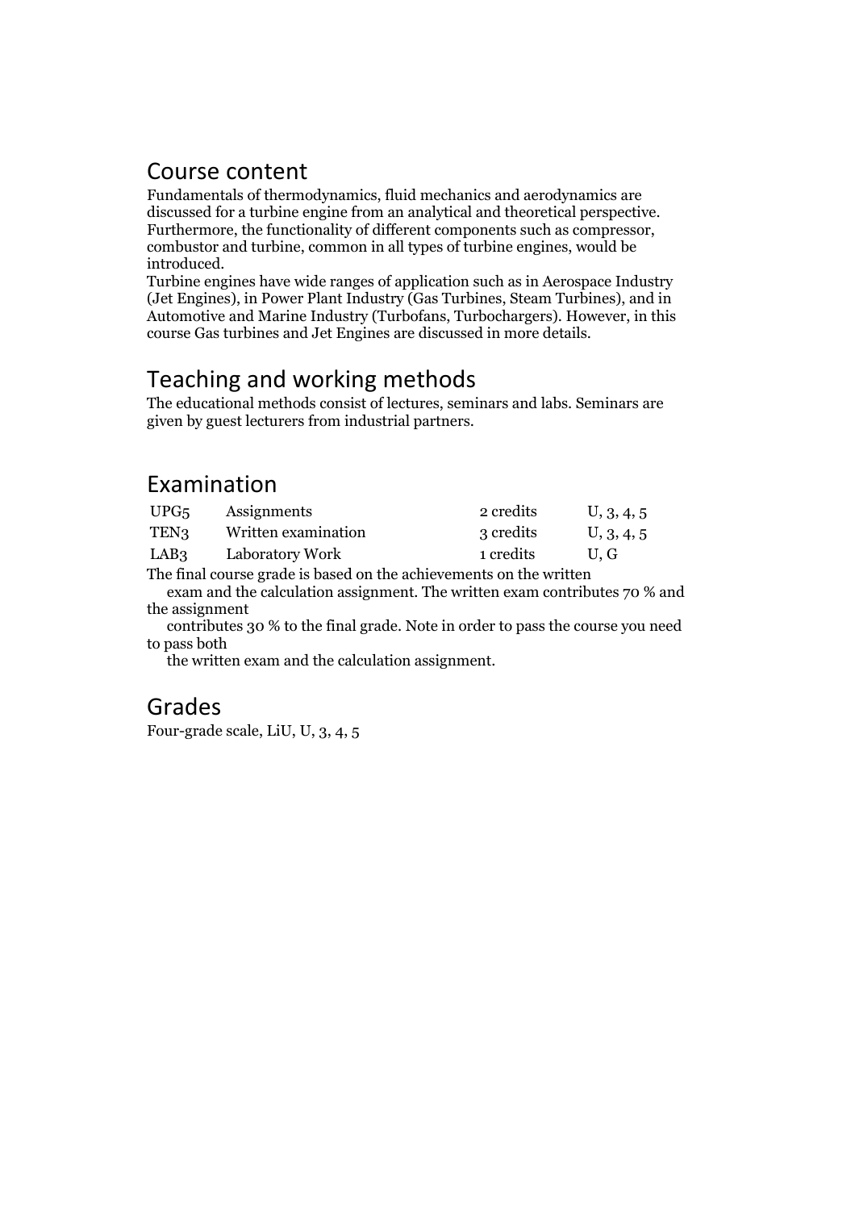## Course content

Fundamentals of thermodynamics, fluid mechanics and aerodynamics are discussed for a turbine engine from an analytical and theoretical perspective. Furthermore, the functionality of different components such as compressor, combustor and turbine, common in all types of turbine engines, would be introduced.

Turbine engines have wide ranges of application such as in Aerospace Industry (Jet Engines), in Power Plant Industry (Gas Turbines, Steam Turbines), and in Automotive and Marine Industry (Turbofans, Turbochargers). However, in this course Gas turbines and Jet Engines are discussed in more details.

## Teaching and working methods

The educational methods consist of lectures, seminars and labs. Seminars are given by guest lecturers from industrial partners.

## Examination

| | | | |
|---|---|---|---|
| UPG5 | Assignments | 2 credits | U, 3, 4, 5 |
| TEN3 | Written examination | 3 credits | U, 3, 4, 5 |
| LAB3 | Laboratory Work | 1 credits | U, G |

The final course grade is based on the achievements on the written exam and the calculation assignment. The written exam contributes 70 % and the assignment contributes 30 % to the final grade. Note in order to pass the course you need to pass both the written exam and the calculation assignment.

## Grades

Four-grade scale, LiU, U, 3, 4, 5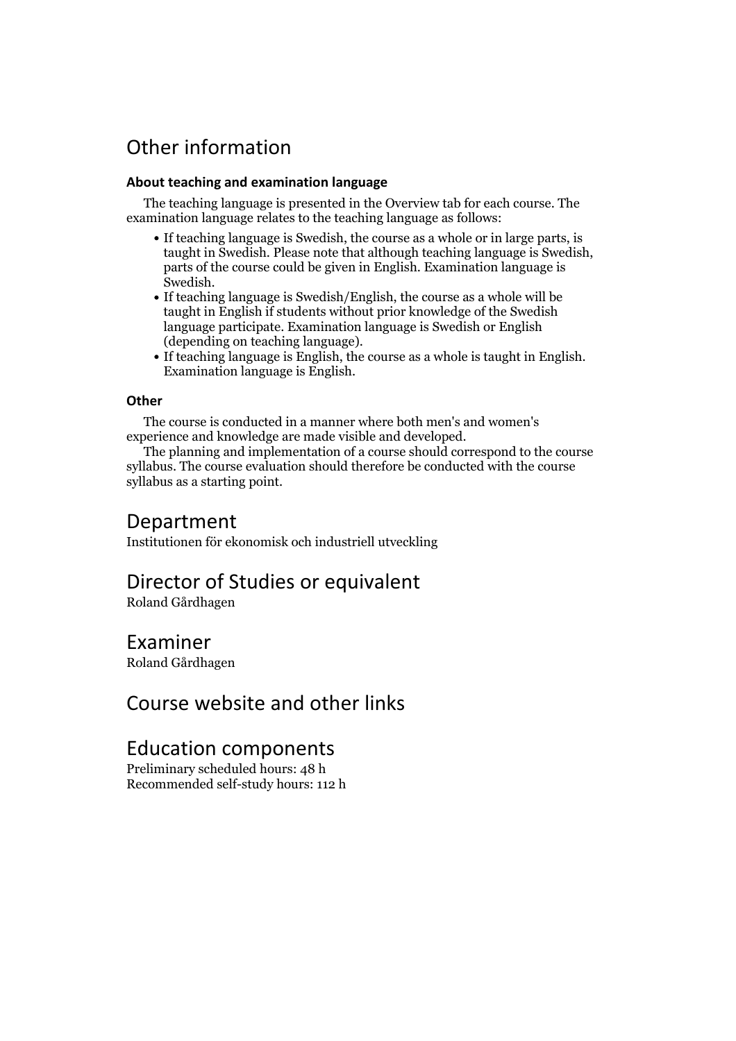# Other information

### About teaching and examination language

The teaching language is presented in the Overview tab for each course. The examination language relates to the teaching language as follows:

- If teaching language is Swedish, the course as a whole or in large parts, is taught in Swedish. Please note that although teaching language is Swedish, parts of the course could be given in English. Examination language is Swedish.
- If teaching language is Swedish/English, the course as a whole will be taught in English if students without prior knowledge of the Swedish language participate. Examination language is Swedish or English (depending on teaching language).
- If teaching language is English, the course as a whole is taught in English. Examination language is English.

### Other

The course is conducted in a manner where both men's and women's experience and knowledge are made visible and developed.

The planning and implementation of a course should correspond to the course syllabus. The course evaluation should therefore be conducted with the course syllabus as a starting point.

# Department

Institutionen för ekonomisk och industriell utveckling

# Director of Studies or equivalent

Roland Gårdhagen

# Examiner

Roland Gårdhagen

# Course website and other links

# Education components

Preliminary scheduled hours: 48 h
Recommended self-study hours: 112 h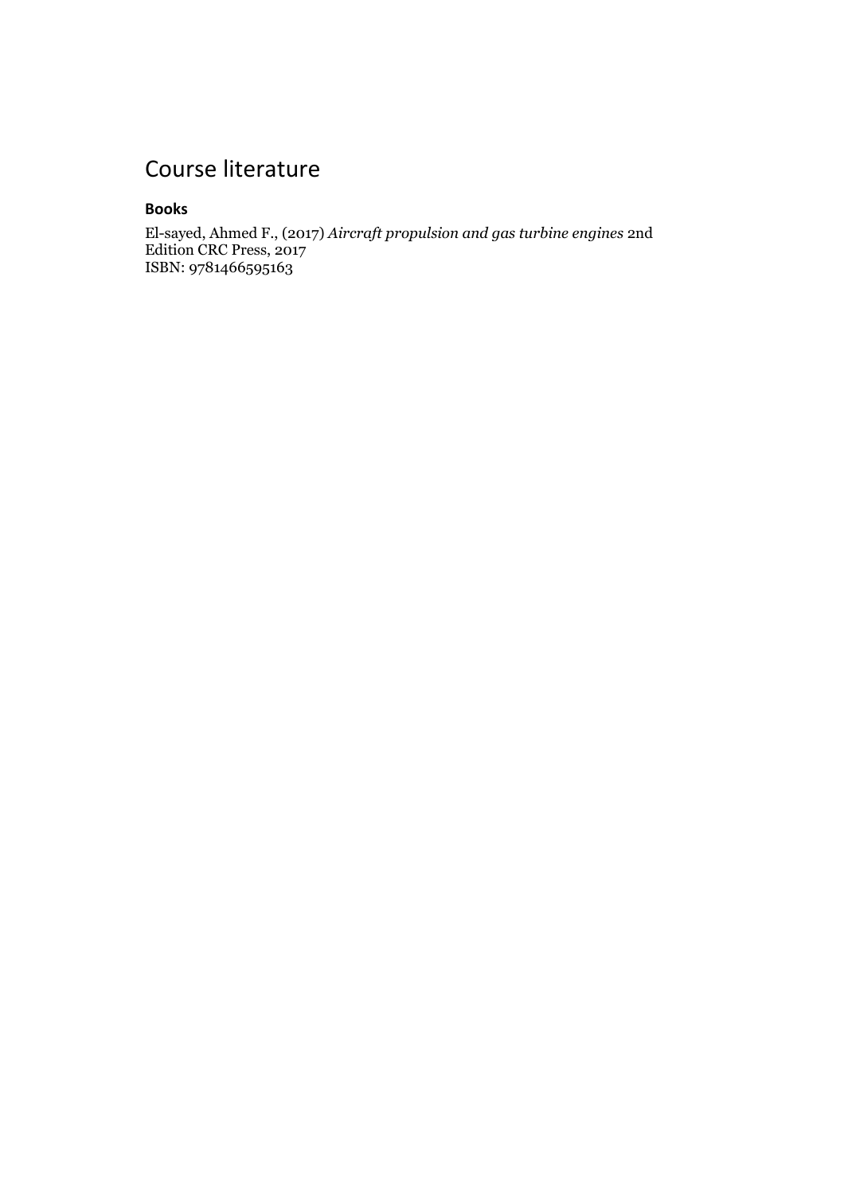# Course literature

### Books

El-sayed, Ahmed F., (2017) *Aircraft propulsion and gas turbine engines* 2nd Edition CRC Press, 2017
ISBN: 9781466595163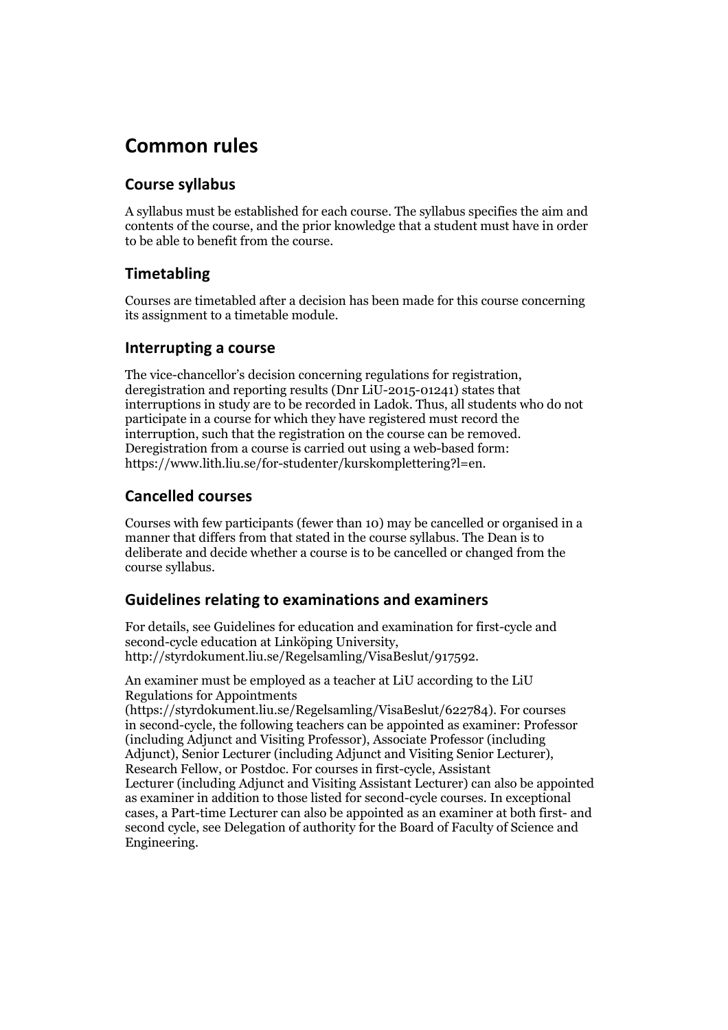# Common rules

## Course syllabus

A syllabus must be established for each course. The syllabus specifies the aim and contents of the course, and the prior knowledge that a student must have in order to be able to benefit from the course.

## Timetabling

Courses are timetabled after a decision has been made for this course concerning its assignment to a timetable module.

## Interrupting a course

The vice-chancellor's decision concerning regulations for registration, deregistration and reporting results (Dnr LiU-2015-01241) states that interruptions in study are to be recorded in Ladok. Thus, all students who do not participate in a course for which they have registered must record the interruption, such that the registration on the course can be removed. Deregistration from a course is carried out using a web-based form: https://www.lith.liu.se/for-studenter/kurskomplettering?l=en.

## Cancelled courses

Courses with few participants (fewer than 10) may be cancelled or organised in a manner that differs from that stated in the course syllabus. The Dean is to deliberate and decide whether a course is to be cancelled or changed from the course syllabus.

## Guidelines relating to examinations and examiners

For details, see Guidelines for education and examination for first-cycle and second-cycle education at Linköping University, http://styrdokument.liu.se/Regelsamling/VisaBeslut/917592.

An examiner must be employed as a teacher at LiU according to the LiU Regulations for Appointments (https://styrdokument.liu.se/Regelsamling/VisaBeslut/622784). For courses in second-cycle, the following teachers can be appointed as examiner: Professor (including Adjunct and Visiting Professor), Associate Professor (including Adjunct), Senior Lecturer (including Adjunct and Visiting Senior Lecturer), Research Fellow, or Postdoc. For courses in first-cycle, Assistant Lecturer (including Adjunct and Visiting Assistant Lecturer) can also be appointed as examiner in addition to those listed for second-cycle courses. In exceptional cases, a Part-time Lecturer can also be appointed as an examiner at both first- and second cycle, see Delegation of authority for the Board of Faculty of Science and Engineering.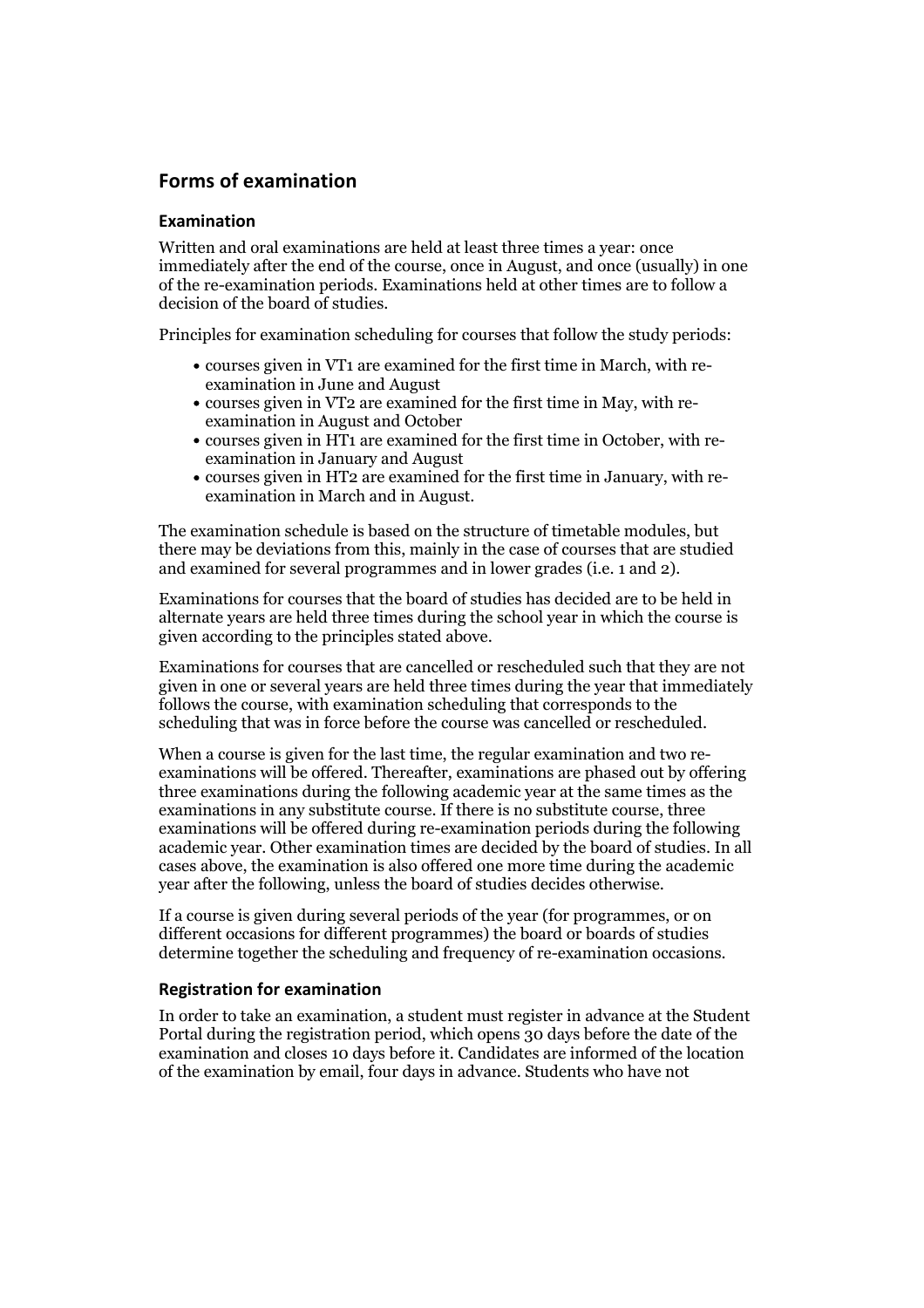## Forms of examination

### Examination

Written and oral examinations are held at least three times a year: once immediately after the end of the course, once in August, and once (usually) in one of the re-examination periods. Examinations held at other times are to follow a decision of the board of studies.

Principles for examination scheduling for courses that follow the study periods:

- courses given in VT1 are examined for the first time in March, with re-examination in June and August
- courses given in VT2 are examined for the first time in May, with re-examination in August and October
- courses given in HT1 are examined for the first time in October, with re-examination in January and August
- courses given in HT2 are examined for the first time in January, with re-examination in March and in August.

The examination schedule is based on the structure of timetable modules, but there may be deviations from this, mainly in the case of courses that are studied and examined for several programmes and in lower grades (i.e. 1 and 2).

Examinations for courses that the board of studies has decided are to be held in alternate years are held three times during the school year in which the course is given according to the principles stated above.

Examinations for courses that are cancelled or rescheduled such that they are not given in one or several years are held three times during the year that immediately follows the course, with examination scheduling that corresponds to the scheduling that was in force before the course was cancelled or rescheduled.

When a course is given for the last time, the regular examination and two re-examinations will be offered. Thereafter, examinations are phased out by offering three examinations during the following academic year at the same times as the examinations in any substitute course. If there is no substitute course, three examinations will be offered during re-examination periods during the following academic year. Other examination times are decided by the board of studies. In all cases above, the examination is also offered one more time during the academic year after the following, unless the board of studies decides otherwise.

If a course is given during several periods of the year (for programmes, or on different occasions for different programmes) the board or boards of studies determine together the scheduling and frequency of re-examination occasions.

### Registration for examination

In order to take an examination, a student must register in advance at the Student Portal during the registration period, which opens 30 days before the date of the examination and closes 10 days before it. Candidates are informed of the location of the examination by email, four days in advance. Students who have not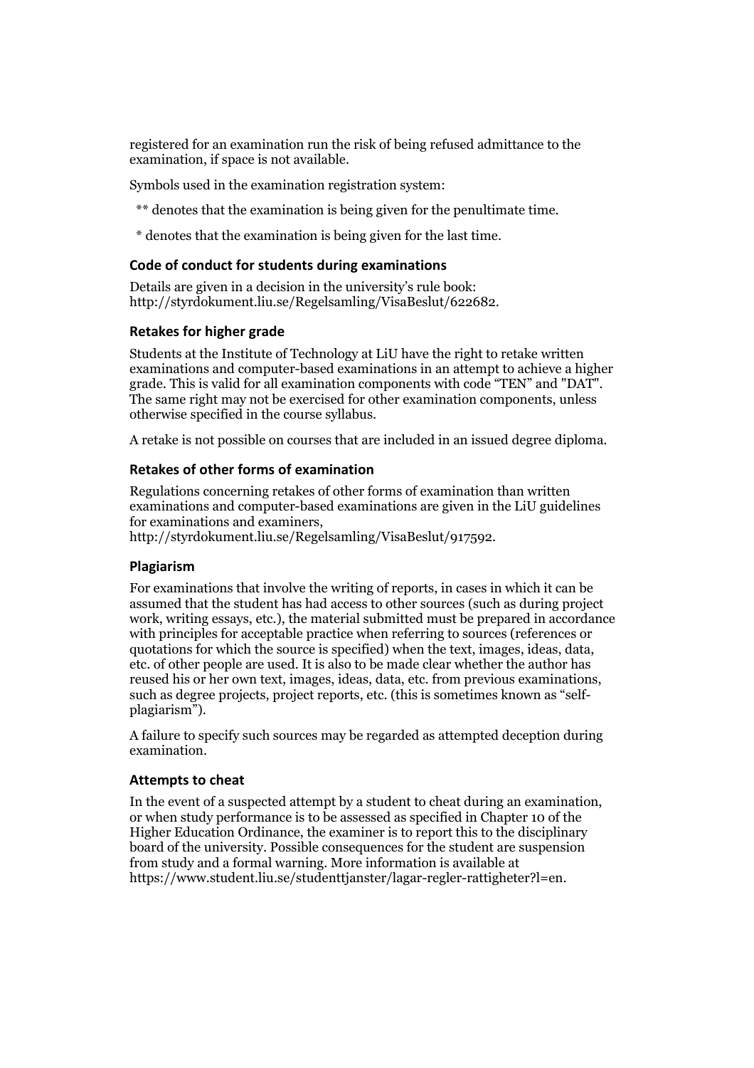registered for an examination run the risk of being refused admittance to the examination, if space is not available.

Symbols used in the examination registration system:

** denotes that the examination is being given for the penultimate time.

* denotes that the examination is being given for the last time.

### Code of conduct for students during examinations

Details are given in a decision in the university's rule book: http://styrdokument.liu.se/Regelsamling/VisaBeslut/622682.

### Retakes for higher grade

Students at the Institute of Technology at LiU have the right to retake written examinations and computer-based examinations in an attempt to achieve a higher grade. This is valid for all examination components with code "TEN" and "DAT". The same right may not be exercised for other examination components, unless otherwise specified in the course syllabus.

A retake is not possible on courses that are included in an issued degree diploma.

### Retakes of other forms of examination

Regulations concerning retakes of other forms of examination than written examinations and computer-based examinations are given in the LiU guidelines for examinations and examiners, http://styrdokument.liu.se/Regelsamling/VisaBeslut/917592.

### Plagiarism

For examinations that involve the writing of reports, in cases in which it can be assumed that the student has had access to other sources (such as during project work, writing essays, etc.), the material submitted must be prepared in accordance with principles for acceptable practice when referring to sources (references or quotations for which the source is specified) when the text, images, ideas, data, etc. of other people are used. It is also to be made clear whether the author has reused his or her own text, images, ideas, data, etc. from previous examinations, such as degree projects, project reports, etc. (this is sometimes known as "self-plagiarism").

A failure to specify such sources may be regarded as attempted deception during examination.

### Attempts to cheat

In the event of a suspected attempt by a student to cheat during an examination, or when study performance is to be assessed as specified in Chapter 10 of the Higher Education Ordinance, the examiner is to report this to the disciplinary board of the university. Possible consequences for the student are suspension from study and a formal warning. More information is available at https://www.student.liu.se/studenttjanster/lagar-regler-rattigheter?l=en.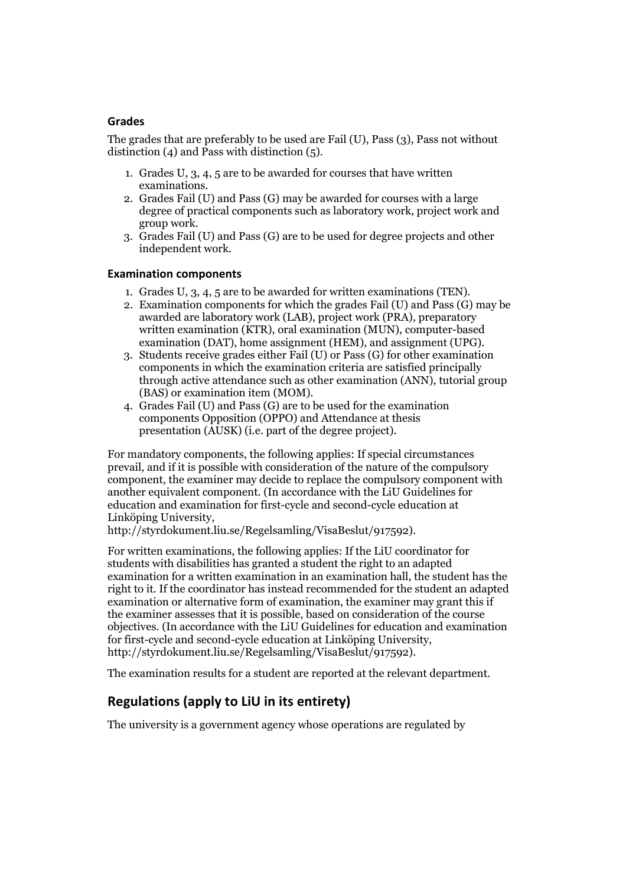### Grades

The grades that are preferably to be used are Fail (U), Pass (3), Pass not without distinction (4) and Pass with distinction (5).

1. Grades U, 3, 4, 5 are to be awarded for courses that have written examinations.
2. Grades Fail (U) and Pass (G) may be awarded for courses with a large degree of practical components such as laboratory work, project work and group work.
3. Grades Fail (U) and Pass (G) are to be used for degree projects and other independent work.

### Examination components

1. Grades U, 3, 4, 5 are to be awarded for written examinations (TEN).
2. Examination components for which the grades Fail (U) and Pass (G) may be awarded are laboratory work (LAB), project work (PRA), preparatory written examination (KTR), oral examination (MUN), computer-based examination (DAT), home assignment (HEM), and assignment (UPG).
3. Students receive grades either Fail (U) or Pass (G) for other examination components in which the examination criteria are satisfied principally through active attendance such as other examination (ANN), tutorial group (BAS) or examination item (MOM).
4. Grades Fail (U) and Pass (G) are to be used for the examination components Opposition (OPPO) and Attendance at thesis presentation (AUSK) (i.e. part of the degree project).

For mandatory components, the following applies: If special circumstances prevail, and if it is possible with consideration of the nature of the compulsory component, the examiner may decide to replace the compulsory component with another equivalent component. (In accordance with the LiU Guidelines for education and examination for first-cycle and second-cycle education at Linköping University, http://styrdokument.liu.se/Regelsamling/VisaBeslut/917592).

For written examinations, the following applies: If the LiU coordinator for students with disabilities has granted a student the right to an adapted examination for a written examination in an examination hall, the student has the right to it. If the coordinator has instead recommended for the student an adapted examination or alternative form of examination, the examiner may grant this if the examiner assesses that it is possible, based on consideration of the course objectives. (In accordance with the LiU Guidelines for education and examination for first-cycle and second-cycle education at Linköping University, http://styrdokument.liu.se/Regelsamling/VisaBeslut/917592).

The examination results for a student are reported at the relevant department.

## Regulations (apply to LiU in its entirety)

The university is a government agency whose operations are regulated by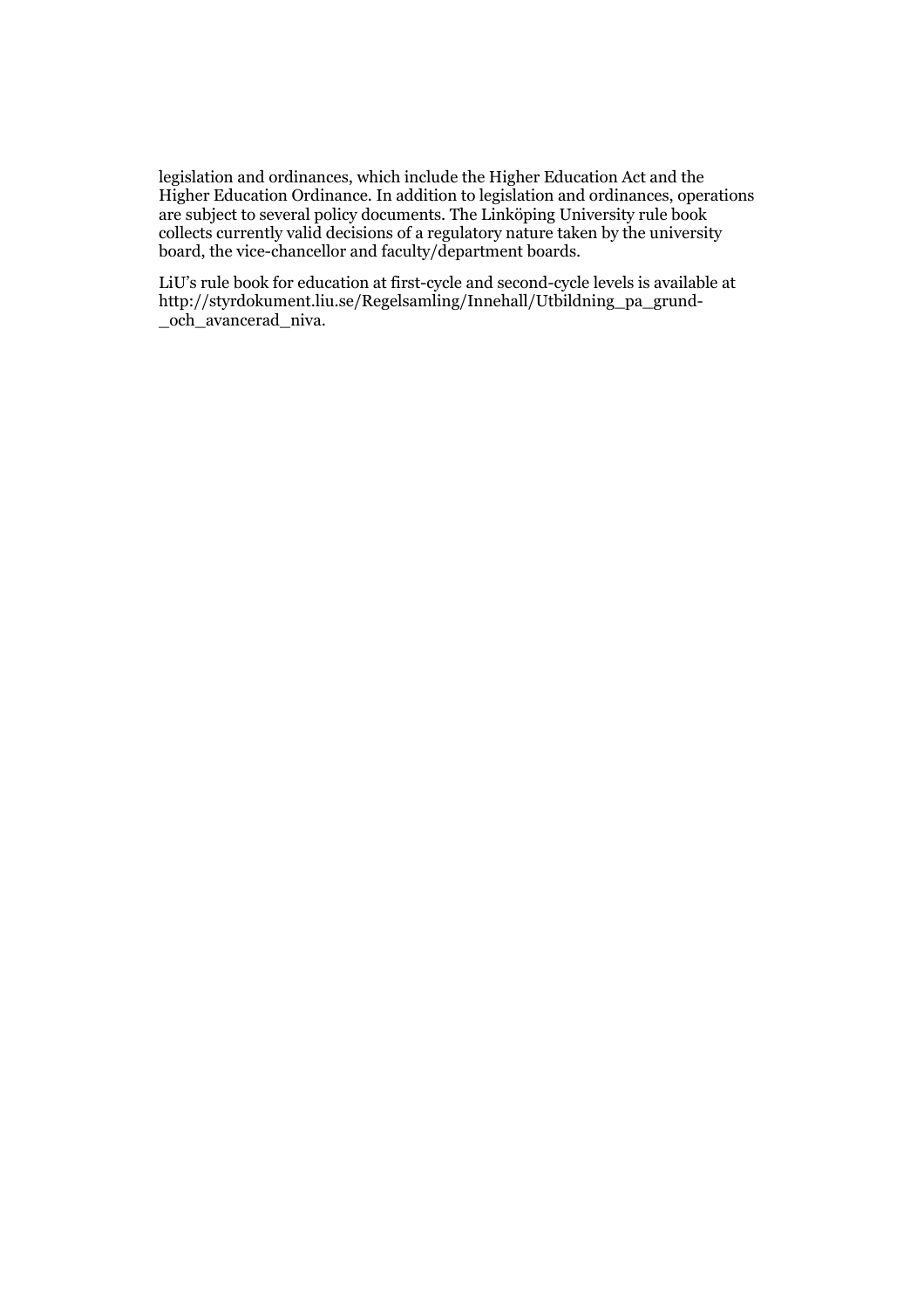legislation and ordinances, which include the Higher Education Act and the Higher Education Ordinance. In addition to legislation and ordinances, operations are subject to several policy documents. The Linköping University rule book collects currently valid decisions of a regulatory nature taken by the university board, the vice-chancellor and faculty/department boards.

LiU's rule book for education at first-cycle and second-cycle levels is available at http://styrdokument.liu.se/Regelsamling/Innehall/Utbildning_pa_grund-_och_avancerad_niva.